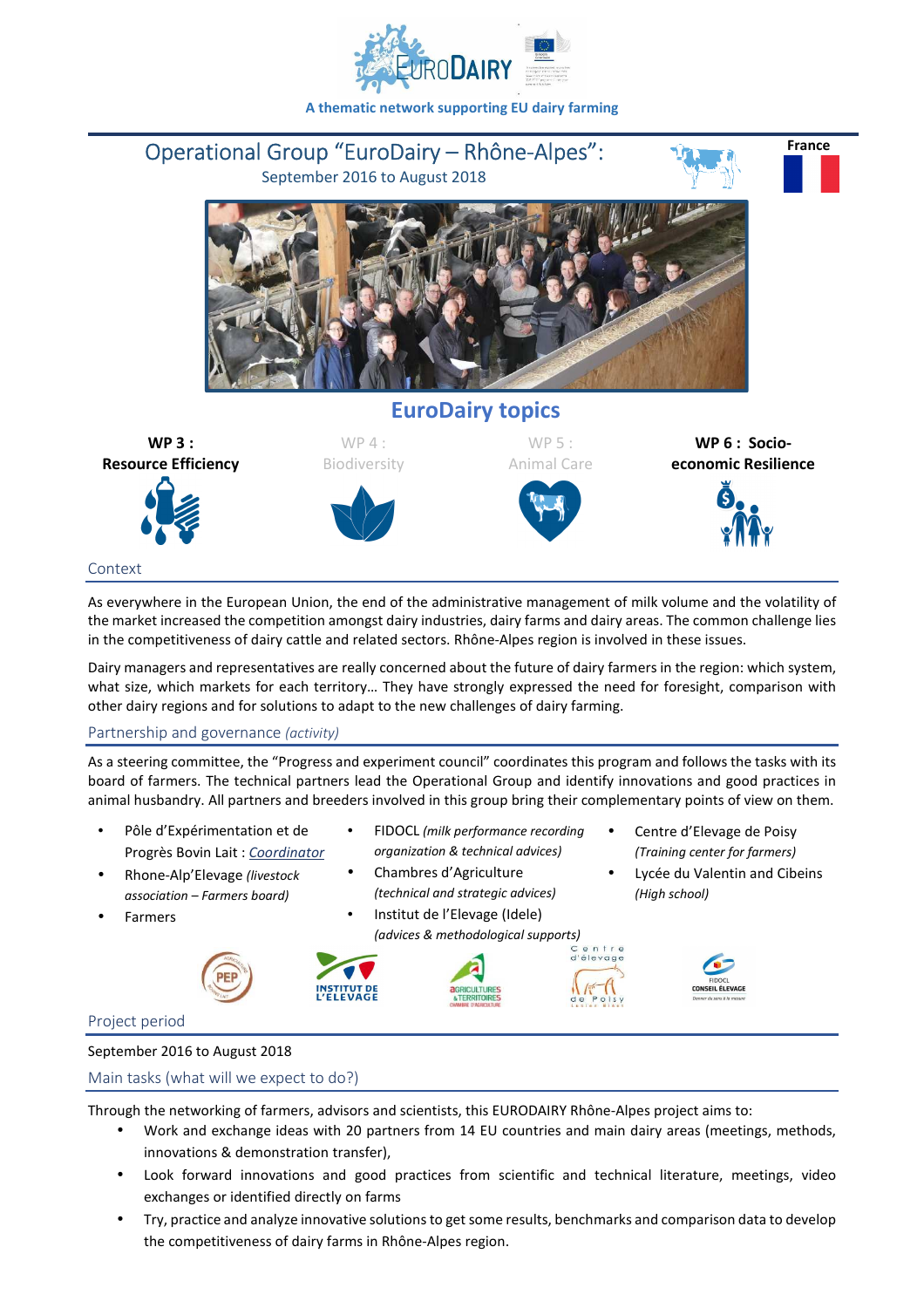A thematic network supporting EU dairy farming

# Operational Group "EuroDairy – Rhône-Alpes":

September 2016 to August 2018

France

## EuroDairy topics

**WP 3 : Resource Efficiency**

WP 4 : Biodiversity

WP 5 : Animal Care

**WP 6 : Socio-economic Resilience**

## Context

As everywhere in the European Union, the end of the administrative management of milk volume and the volatility of the market increased the competition amongst dairy industries, dairy farms and dairy areas. The common challenge lies in the competitiveness of dairy cattle and related sectors. Rhône-Alpes region is involved in these issues.

Dairy managers and representatives are really concerned about the future of dairy farmers in the region: which system, what size, which markets for each territory… They have strongly expressed the need for foresight, comparison with other dairy regions and for solutions to adapt to the new challenges of dairy farming.

## Partnership and governance *(activity)*

As a steering committee, the "Progress and experiment council" coordinates this program and follows the tasks with its board of farmers. The technical partners lead the Operational Group and identify innovations and good practices in animal husbandry. All partners and breeders involved in this group bring their complementary points of view on them.

- Pôle d'Expérimentation et de Progrès Bovin Lait : *Coordinator*
- Rhone-Alp'Elevage *(livestock association – Farmers board)*
- Farmers
- FIDOCL *(milk performance recording organization & technical advices)*
- Chambres d'Agriculture *(technical and strategic advices)*
- Institut de l'Elevage (Idele) *(advices & methodological supports)*
- Centre d'Elevage de Poisy *(Training center for farmers)*
- Lycée du Valentin and Cibeins *(High school)*

## Project period

September 2016 to August 2018

## Main tasks (what will we expect to do?)

Through the networking of farmers, advisors and scientists, this EURODAIRY Rhône-Alpes project aims to:

- Work and exchange ideas with 20 partners from 14 EU countries and main dairy areas (meetings, methods, innovations & demonstration transfer),
- Look forward innovations and good practices from scientific and technical literature, meetings, video exchanges or identified directly on farms
- Try, practice and analyze innovative solutions to get some results, benchmarks and comparison data to develop the competitiveness of dairy farms in Rhône-Alpes region.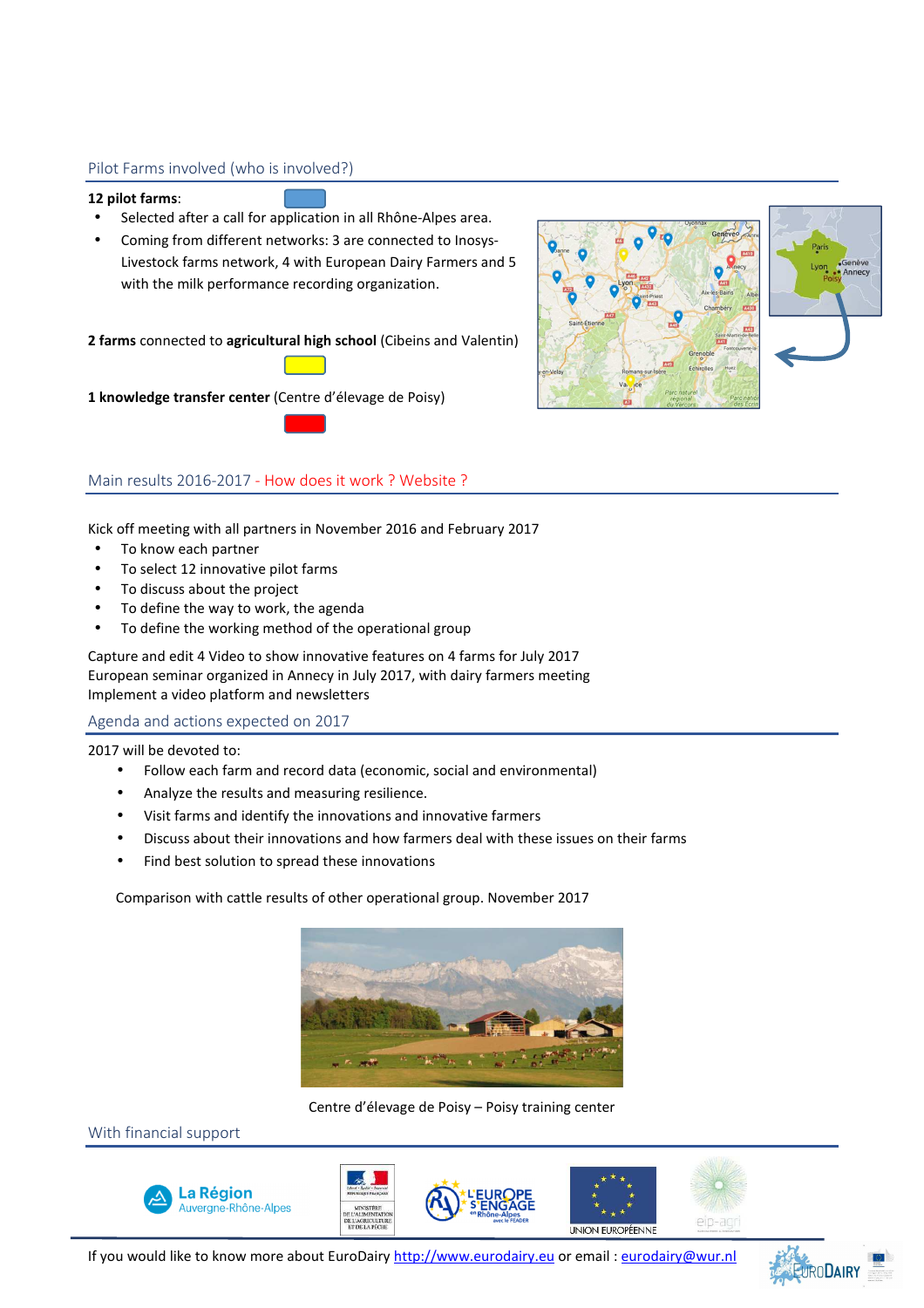## Pilot Farms involved (who is involved?)

**12 pilot farms**:

- Selected after a call for application in all Rhône-Alpes area.
- Coming from different networks: 3 are connected to Inosys-Livestock farms network, 4 with European Dairy Farmers and 5 with the milk performance recording organization.

**2 farms** connected to **agricultural high school** (Cibeins and Valentin)

**1 knowledge transfer center** (Centre d'élevage de Poisy)

## Main results 2016-2017 - How does it work ? Website ?

Kick off meeting with all partners in November 2016 and February 2017

- To know each partner
- To select 12 innovative pilot farms
- To discuss about the project
- To define the way to work, the agenda
- To define the working method of the operational group

Capture and edit 4 Video to show innovative features on 4 farms for July 2017
European seminar organized in Annecy in July 2017, with dairy farmers meeting
Implement a video platform and newsletters

## Agenda and actions expected on 2017

2017 will be devoted to:

- Follow each farm and record data (economic, social and environmental)
- Analyze the results and measuring resilience.
- Visit farms and identify the innovations and innovative farmers
- Discuss about their innovations and how farmers deal with these issues on their farms
- Find best solution to spread these innovations

Comparison with cattle results of other operational group. November 2017

Centre d'élevage de Poisy – Poisy training center

## With financial support

If you would like to know more about EuroDairy http://www.eurodairy.eu or email : eurodairy@wur.nl